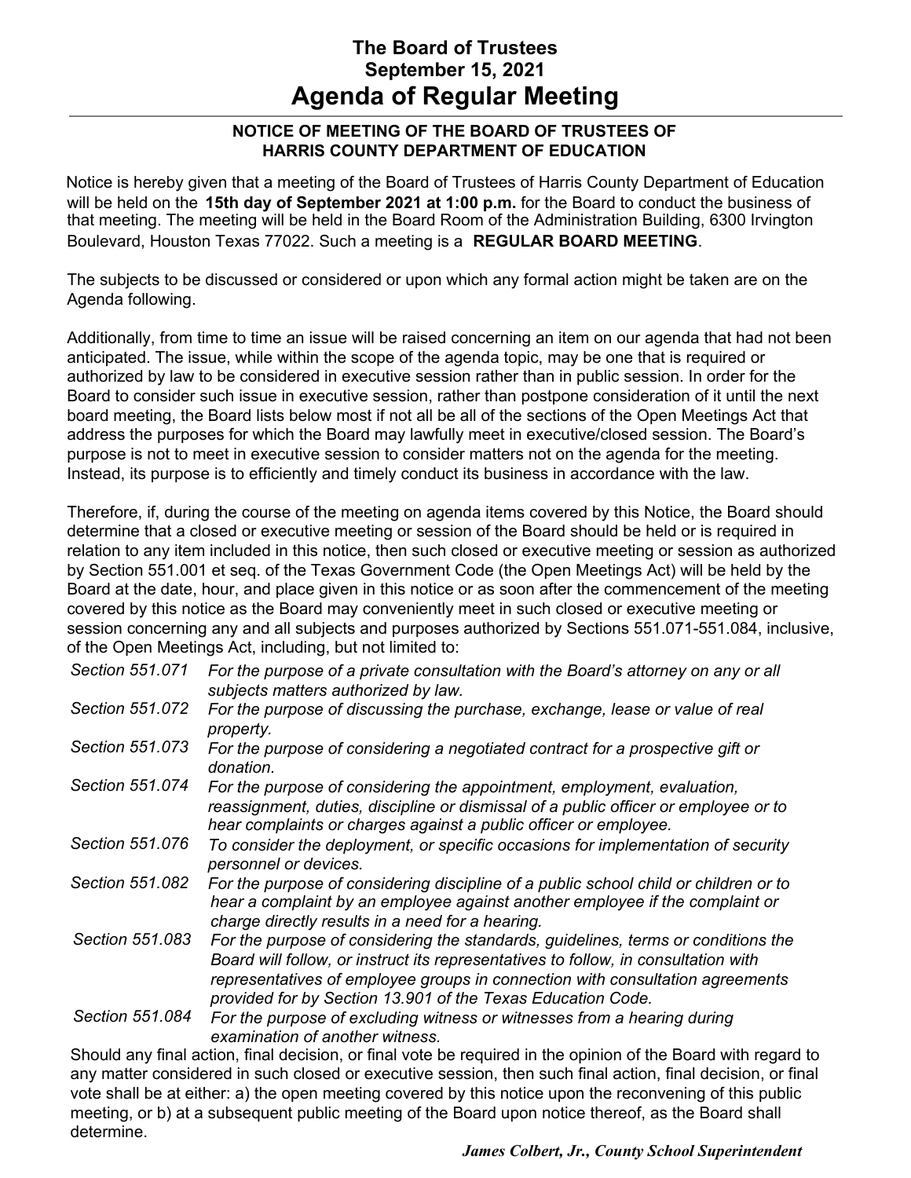# The Board of Trustees
## September 15, 2021
# Agenda of Regular Meeting

**NOTICE OF MEETING OF THE BOARD OF TRUSTEES OF HARRIS COUNTY DEPARTMENT OF EDUCATION**

Notice is hereby given that a meeting of the Board of Trustees of Harris County Department of Education will be held on the **15th day of September 2021 at 1:00 p.m.** for the Board to conduct the business of that meeting. The meeting will be held in the Board Room of the Administration Building, 6300 Irvington Boulevard, Houston Texas 77022. Such a meeting is a **REGULAR BOARD MEETING**.

The subjects to be discussed or considered or upon which any formal action might be taken are on the Agenda following.

Additionally, from time to time an issue will be raised concerning an item on our agenda that had not been anticipated. The issue, while within the scope of the agenda topic, may be one that is required or authorized by law to be considered in executive session rather than in public session. In order for the Board to consider such issue in executive session, rather than postpone consideration of it until the next board meeting, the Board lists below most if not all be all of the sections of the Open Meetings Act that address the purposes for which the Board may lawfully meet in executive/closed session. The Board's purpose is not to meet in executive session to consider matters not on the agenda for the meeting. Instead, its purpose is to efficiently and timely conduct its business in accordance with the law.

Therefore, if, during the course of the meeting on agenda items covered by this Notice, the Board should determine that a closed or executive meeting or session of the Board should be held or is required in relation to any item included in this notice, then such closed or executive meeting or session as authorized by Section 551.001 et seq. of the Texas Government Code (the Open Meetings Act) will be held by the Board at the date, hour, and place given in this notice or as soon after the commencement of the meeting covered by this notice as the Board may conveniently meet in such closed or executive meeting or session concerning any and all subjects and purposes authorized by Sections 551.071-551.084, inclusive, of the Open Meetings Act, including, but not limited to:

*Section 551.071* *For the purpose of a private consultation with the Board's attorney on any or all subjects matters authorized by law.*

*Section 551.072* *For the purpose of discussing the purchase, exchange, lease or value of real property.*

*Section 551.073* *For the purpose of considering a negotiated contract for a prospective gift or donation.*

*Section 551.074* *For the purpose of considering the appointment, employment, evaluation, reassignment, duties, discipline or dismissal of a public officer or employee or to hear complaints or charges against a public officer or employee.*

*Section 551.076* *To consider the deployment, or specific occasions for implementation of security personnel or devices.*

*Section 551.082* *For the purpose of considering discipline of a public school child or children or to hear a complaint by an employee against another employee if the complaint or charge directly results in a need for a hearing.*

*Section 551.083* *For the purpose of considering the standards, guidelines, terms or conditions the Board will follow, or instruct its representatives to follow, in consultation with representatives of employee groups in connection with consultation agreements provided for by Section 13.901 of the Texas Education Code.*

*Section 551.084* *For the purpose of excluding witness or witnesses from a hearing during examination of another witness.*

Should any final action, final decision, or final vote be required in the opinion of the Board with regard to any matter considered in such closed or executive session, then such final action, final decision, or final vote shall be at either: a) the open meeting covered by this notice upon the reconvening of this public meeting, or b) at a subsequent public meeting of the Board upon notice thereof, as the Board shall determine.

***James Colbert, Jr., County School Superintendent***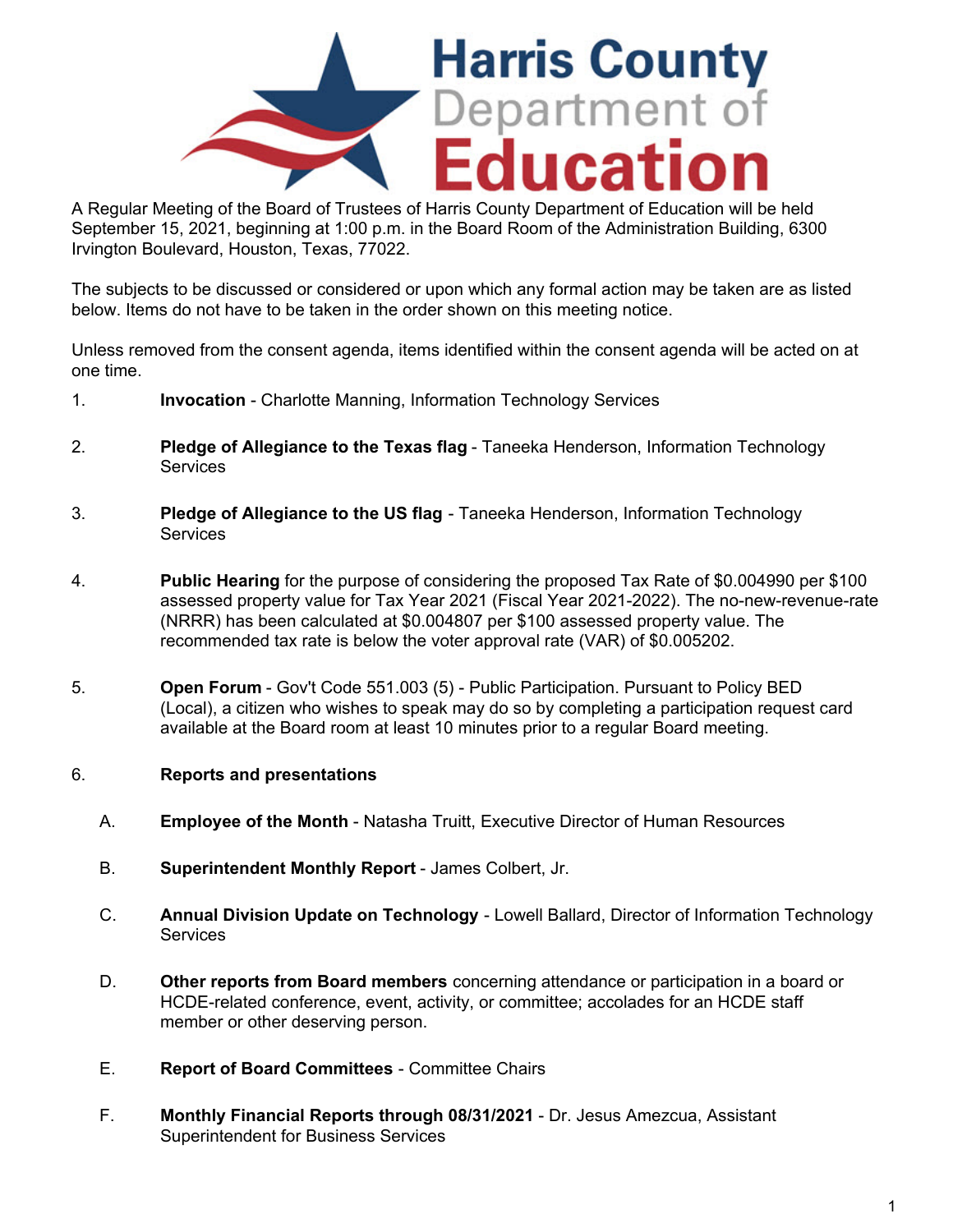# Harris County Department of Education

A Regular Meeting of the Board of Trustees of Harris County Department of Education will be held September 15, 2021, beginning at 1:00 p.m. in the Board Room of the Administration Building, 6300 Irvington Boulevard, Houston, Texas, 77022.

The subjects to be discussed or considered or upon which any formal action may be taken are as listed below. Items do not have to be taken in the order shown on this meeting notice.

Unless removed from the consent agenda, items identified within the consent agenda will be acted on at one time.

1. **Invocation** - Charlotte Manning, Information Technology Services

2. **Pledge of Allegiance to the Texas flag** - Taneeka Henderson, Information Technology Services

3. **Pledge of Allegiance to the US flag** - Taneeka Henderson, Information Technology Services

4. **Public Hearing** for the purpose of considering the proposed Tax Rate of $0.004990 per $100 assessed property value for Tax Year 2021 (Fiscal Year 2021-2022). The no-new-revenue-rate (NRRR) has been calculated at $0.004807 per $100 assessed property value. The recommended tax rate is below the voter approval rate (VAR) of $0.005202.

5. **Open Forum** - Gov't Code 551.003 (5) - Public Participation. Pursuant to Policy BED (Local), a citizen who wishes to speak may do so by completing a participation request card available at the Board room at least 10 minutes prior to a regular Board meeting.

6. **Reports and presentations**

   A. **Employee of the Month** - Natasha Truitt, Executive Director of Human Resources

   B. **Superintendent Monthly Report** - James Colbert, Jr.

   C. **Annual Division Update on Technology** - Lowell Ballard, Director of Information Technology Services

   D. **Other reports from Board members** concerning attendance or participation in a board or HCDE-related conference, event, activity, or committee; accolades for an HCDE staff member or other deserving person.

   E. **Report of Board Committees** - Committee Chairs

   F. **Monthly Financial Reports through 08/31/2021** - Dr. Jesus Amezcua, Assistant Superintendent for Business Services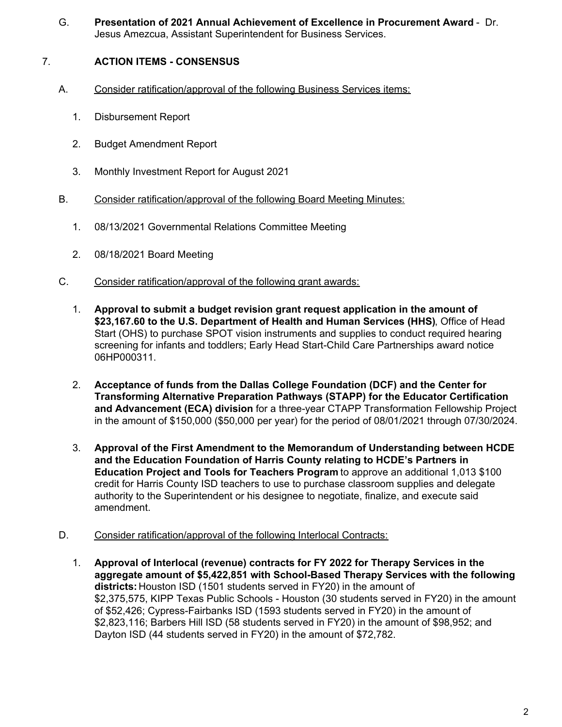G. **Presentation of 2021 Annual Achievement of Excellence in Procurement Award** - Dr. Jesus Amezcua, Assistant Superintendent for Business Services.

7. **ACTION ITEMS - CONSENSUS**

A. Consider ratification/approval of the following Business Services items:

1. Disbursement Report
2. Budget Amendment Report
3. Monthly Investment Report for August 2021

B. Consider ratification/approval of the following Board Meeting Minutes:

1. 08/13/2021 Governmental Relations Committee Meeting
2. 08/18/2021 Board Meeting

C. Consider ratification/approval of the following grant awards:

1. **Approval to submit a budget revision grant request application in the amount of $23,167.60 to the U.S. Department of Health and Human Services (HHS)**, Office of Head Start (OHS) to purchase SPOT vision instruments and supplies to conduct required hearing screening for infants and toddlers; Early Head Start-Child Care Partnerships award notice 06HP000311.

2. **Acceptance of funds from the Dallas College Foundation (DCF) and the Center for Transforming Alternative Preparation Pathways (STAPP) for the Educator Certification and Advancement (ECA) division** for a three-year CTAPP Transformation Fellowship Project in the amount of $150,000 ($50,000 per year) for the period of 08/01/2021 through 07/30/2024.

3. **Approval of the First Amendment to the Memorandum of Understanding between HCDE and the Education Foundation of Harris County relating to HCDE's Partners in Education Project and Tools for Teachers Program** to approve an additional 1,013 $100 credit for Harris County ISD teachers to use to purchase classroom supplies and delegate authority to the Superintendent or his designee to negotiate, finalize, and execute said amendment.

D. Consider ratification/approval of the following Interlocal Contracts:

1. **Approval of Interlocal (revenue) contracts for FY 2022 for Therapy Services in the aggregate amount of $5,422,851 with School-Based Therapy Services with the following districts:** Houston ISD (1501 students served in FY20) in the amount of $2,375,575, KIPP Texas Public Schools - Houston (30 students served in FY20) in the amount of $52,426; Cypress-Fairbanks ISD (1593 students served in FY20) in the amount of $2,823,116; Barbers Hill ISD (58 students served in FY20) in the amount of $98,952; and Dayton ISD (44 students served in FY20) in the amount of $72,782.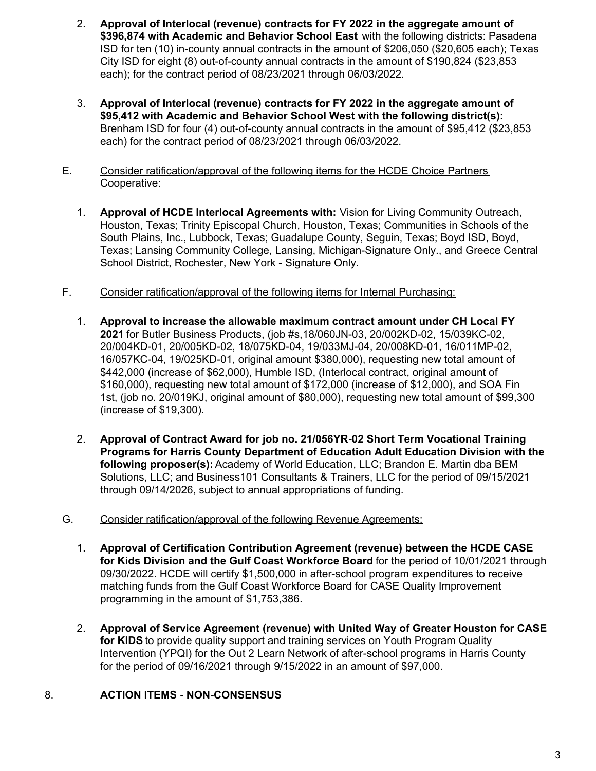2. **Approval of Interlocal (revenue) contracts for FY 2022 in the aggregate amount of $396,874 with Academic and Behavior School East** with the following districts: Pasadena ISD for ten (10) in-county annual contracts in the amount of $206,050 ($20,605 each); Texas City ISD for eight (8) out-of-county annual contracts in the amount of $190,824 ($23,853 each); for the contract period of 08/23/2021 through 06/03/2022.

3. **Approval of Interlocal (revenue) contracts for FY 2022 in the aggregate amount of $95,412 with Academic and Behavior School West with the following district(s):** Brenham ISD for four (4) out-of-county annual contracts in the amount of $95,412 ($23,853 each) for the contract period of 08/23/2021 through 06/03/2022.

E. Consider ratification/approval of the following items for the HCDE Choice Partners Cooperative:

1. **Approval of HCDE Interlocal Agreements with:** Vision for Living Community Outreach, Houston, Texas; Trinity Episcopal Church, Houston, Texas; Communities in Schools of the South Plains, Inc., Lubbock, Texas; Guadalupe County, Seguin, Texas; Boyd ISD, Boyd, Texas; Lansing Community College, Lansing, Michigan-Signature Only., and Greece Central School District, Rochester, New York - Signature Only.

F. Consider ratification/approval of the following items for Internal Purchasing:

1. **Approval to increase the allowable maximum contract amount under CH Local FY 2021** for Butler Business Products, (job #s,18/060JN-03, 20/002KD-02, 15/039KC-02, 20/004KD-01, 20/005KD-02, 18/075KD-04, 19/033MJ-04, 20/008KD-01, 16/011MP-02, 16/057KC-04, 19/025KD-01, original amount $380,000), requesting new total amount of $442,000 (increase of $62,000), Humble ISD, (Interlocal contract, original amount of $160,000), requesting new total amount of $172,000 (increase of $12,000), and SOA Fin 1st, (job no. 20/019KJ, original amount of $80,000), requesting new total amount of $99,300 (increase of $19,300).

2. **Approval of Contract Award for job no. 21/056YR-02 Short Term Vocational Training Programs for Harris County Department of Education Adult Education Division with the following proposer(s):** Academy of World Education, LLC; Brandon E. Martin dba BEM Solutions, LLC; and Business101 Consultants & Trainers, LLC for the period of 09/15/2021 through 09/14/2026, subject to annual appropriations of funding.

G. Consider ratification/approval of the following Revenue Agreements:

1. **Approval of Certification Contribution Agreement (revenue) between the HCDE CASE for Kids Division and the Gulf Coast Workforce Board** for the period of 10/01/2021 through 09/30/2022. HCDE will certify $1,500,000 in after-school program expenditures to receive matching funds from the Gulf Coast Workforce Board for CASE Quality Improvement programming in the amount of $1,753,386.

2. **Approval of Service Agreement (revenue) with United Way of Greater Houston for CASE for KIDS** to provide quality support and training services on Youth Program Quality Intervention (YPQI) for the Out 2 Learn Network of after-school programs in Harris County for the period of 09/16/2021 through 9/15/2022 in an amount of $97,000.

8. **ACTION ITEMS - NON-CONSENSUS**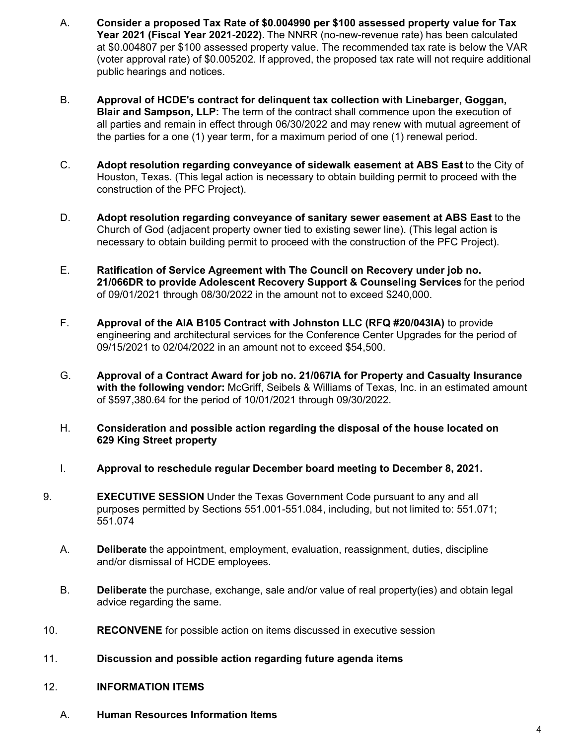A. **Consider a proposed Tax Rate of $0.004990 per $100 assessed property value for Tax Year 2021 (Fiscal Year 2021-2022).** The NNRR (no-new-revenue rate) has been calculated at $0.004807 per $100 assessed property value. The recommended tax rate is below the VAR (voter approval rate) of $0.005202. If approved, the proposed tax rate will not require additional public hearings and notices.

B. **Approval of HCDE's contract for delinquent tax collection with Linebarger, Goggan, Blair and Sampson, LLP:** The term of the contract shall commence upon the execution of all parties and remain in effect through 06/30/2022 and may renew with mutual agreement of the parties for a one (1) year term, for a maximum period of one (1) renewal period.

C. **Adopt resolution regarding conveyance of sidewalk easement at ABS East** to the City of Houston, Texas. (This legal action is necessary to obtain building permit to proceed with the construction of the PFC Project).

D. **Adopt resolution regarding conveyance of sanitary sewer easement at ABS East** to the Church of God (adjacent property owner tied to existing sewer line). (This legal action is necessary to obtain building permit to proceed with the construction of the PFC Project).

E. **Ratification of Service Agreement with The Council on Recovery under job no. 21/066DR to provide Adolescent Recovery Support & Counseling Services** for the period of 09/01/2021 through 08/30/2022 in the amount not to exceed $240,000.

F. **Approval of the AIA B105 Contract with Johnston LLC (RFQ #20/043IA)** to provide engineering and architectural services for the Conference Center Upgrades for the period of 09/15/2021 to 02/04/2022 in an amount not to exceed $54,500.

G. **Approval of a Contract Award for job no. 21/067IA for Property and Casualty Insurance with the following vendor:** McGriff, Seibels & Williams of Texas, Inc. in an estimated amount of $597,380.64 for the period of 10/01/2021 through 09/30/2022.

H. **Consideration and possible action regarding the disposal of the house located on 629 King Street property**

I. **Approval to reschedule regular December board meeting to December 8, 2021.**

9. **EXECUTIVE SESSION** Under the Texas Government Code pursuant to any and all purposes permitted by Sections 551.001-551.084, including, but not limited to: 551.071; 551.074

   A. **Deliberate** the appointment, employment, evaluation, reassignment, duties, discipline and/or dismissal of HCDE employees.

   B. **Deliberate** the purchase, exchange, sale and/or value of real property(ies) and obtain legal advice regarding the same.

10. **RECONVENE** for possible action on items discussed in executive session

11. **Discussion and possible action regarding future agenda items**

12. **INFORMATION ITEMS**

   A. **Human Resources Information Items**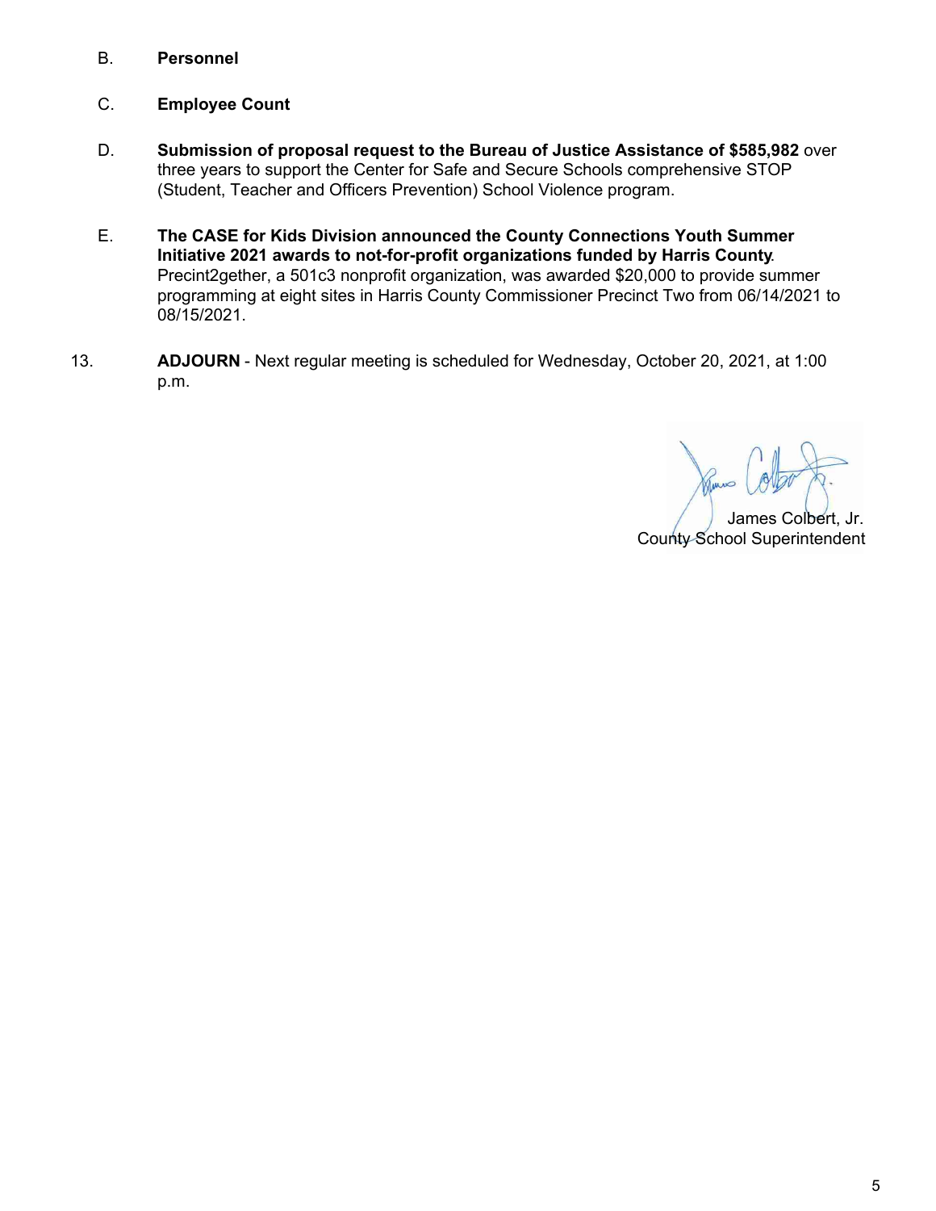B. **Personnel**

C. **Employee Count**

D. **Submission of proposal request to the Bureau of Justice Assistance of $585,982** over three years to support the Center for Safe and Secure Schools comprehensive STOP (Student, Teacher and Officers Prevention) School Violence program.

E. **The CASE for Kids Division announced the County Connections Youth Summer Initiative 2021 awards to not-for-profit organizations funded by Harris County**. Precint2gether, a 501c3 nonprofit organization, was awarded $20,000 to provide summer programming at eight sites in Harris County Commissioner Precinct Two from 06/14/2021 to 08/15/2021.

13. **ADJOURN** - Next regular meeting is scheduled for Wednesday, October 20, 2021, at 1:00 p.m.

James Colbert, Jr.
County School Superintendent